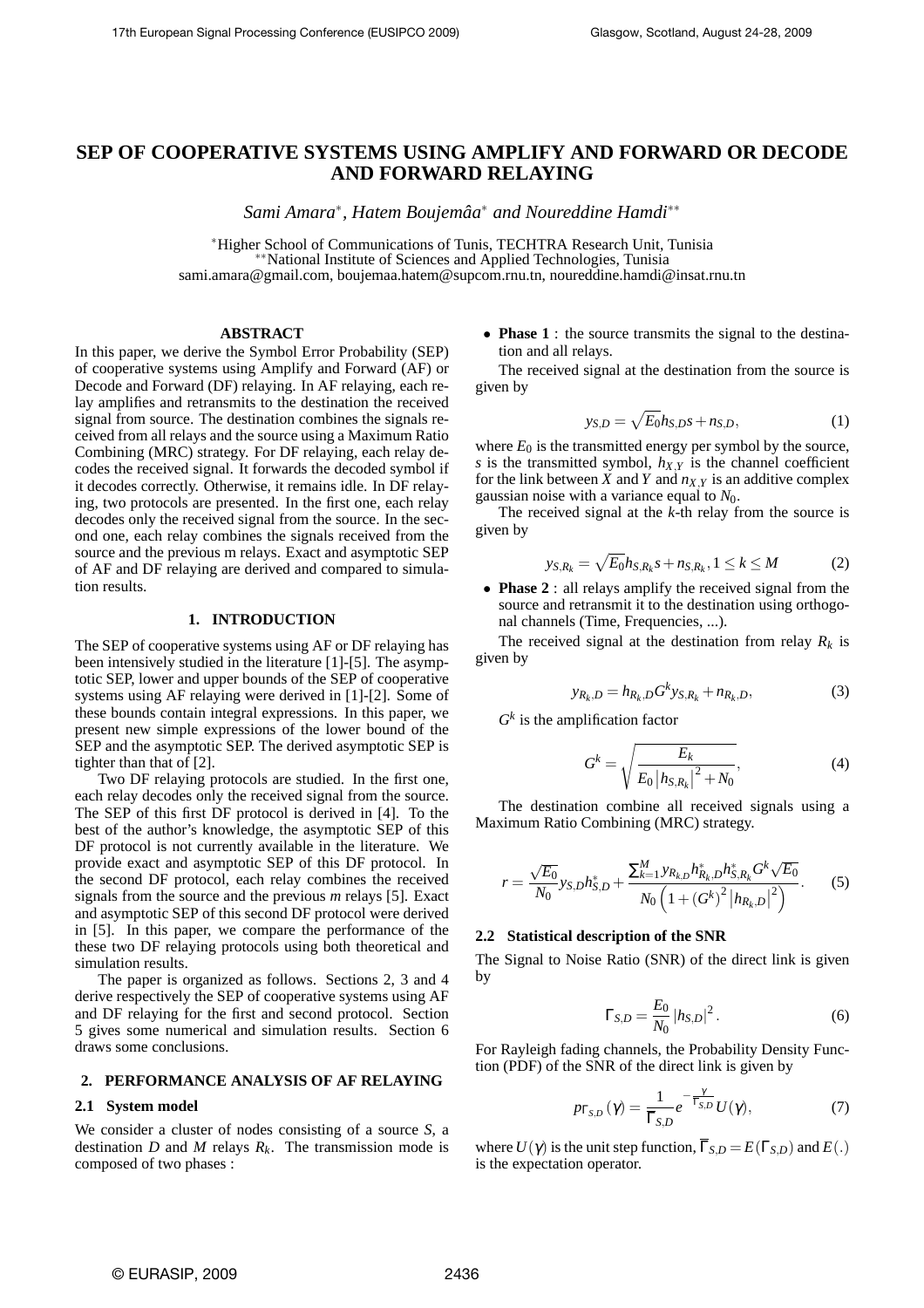# SEP OF COOPERATIVE SYSTEMS USING AMPLIFY AND FORWARD OR DECODE AND FORWARD RELAYING

*Sami Amara*[*], *Hatem Boujemâa*[*] *and Noureddine Hamdi*[**]

[*]Higher School of Communications of Tunis, TECHTRA Research Unit, Tunisia
[**]National Institute of Sciences and Applied Technologies, Tunisia
sami.amara@gmail.com, boujemaa.hatem@supcom.rnu.tn, noureddine.hamdi@insat.rnu.tn

## ABSTRACT

In this paper, we derive the Symbol Error Probability (SEP) of cooperative systems using Amplify and Forward (AF) or Decode and Forward (DF) relaying. In AF relaying, each relay amplifies and retransmits to the destination the received signal from source. The destination combines the signals received from all relays and the source using a Maximum Ratio Combining (MRC) strategy. For DF relaying, each relay decodes the received signal. It forwards the decoded symbol if it decodes correctly. Otherwise, it remains idle. In DF relaying, two protocols are presented. In the first one, each relay decodes only the received signal from the source. In the second one, each relay combines the signals received from the source and the previous m relays. Exact and asymptotic SEP of AF and DF relaying are derived and compared to simulation results.

## 1. INTRODUCTION

The SEP of cooperative systems using AF or DF relaying has been intensively studied in the literature [1]-[5]. The asymptotic SEP, lower and upper bounds of the SEP of cooperative systems using AF relaying were derived in [1]-[2]. Some of these bounds contain integral expressions. In this paper, we present new simple expressions of the lower bound of the SEP and the asymptotic SEP. The derived asymptotic SEP is tighter than that of [2].

Two DF relaying protocols are studied. In the first one, each relay decodes only the received signal from the source. The SEP of this first DF protocol is derived in [4]. To the best of the author's knowledge, the asymptotic SEP of this DF protocol is not currently available in the literature. We provide exact and asymptotic SEP of this DF protocol. In the second DF protocol, each relay combines the received signals from the source and the previous *m* relays [5]. Exact and asymptotic SEP of this second DF protocol were derived in [5]. In this paper, we compare the performance of the these two DF relaying protocols using both theoretical and simulation results.

The paper is organized as follows. Sections 2, 3 and 4 derive respectively the SEP of cooperative systems using AF and DF relaying for the first and second protocol. Section 5 gives some numerical and simulation results. Section 6 draws some conclusions.

## 2. PERFORMANCE ANALYSIS OF AF RELAYING

### 2.1 System model

We consider a cluster of nodes consisting of a source $S$, a destination $D$ and $M$ relays $R_k$. The transmission mode is composed of two phases :

- **Phase 1** : the source transmits the signal to the destination and all relays.

  The received signal at the destination from the source is given by

$$y_{S,D} = \sqrt{E_0} h_{S,D} s + n_{S,D}, \tag{1}$$

where $E_0$ is the transmitted energy per symbol by the source, $s$ is the transmitted symbol, $h_{X,Y}$ is the channel coefficient for the link between $X$ and $Y$ and $n_{X,Y}$ is an additive complex gaussian noise with a variance equal to $N_0$.

The received signal at the $k$-th relay from the source is given by

$$y_{S,R_k} = \sqrt{E_0} h_{S,R_k} s + n_{S,R_k}, 1 \leq k \leq M \tag{2}$$

- **Phase 2** : all relays amplify the received signal from the source and retransmit it to the destination using orthogonal channels (Time, Frequencies, ...).

  The received signal at the destination from relay $R_k$ is given by

$$y_{R_k,D} = h_{R_k,D} G^k y_{S,R_k} + n_{R_k,D}, \tag{3}$$

$G^k$ is the amplification factor

$$G^k = \sqrt{\frac{E_k}{E_0 \left|h_{S,R_k}\right|^2 + N_0}}, \tag{4}$$

The destination combine all received signals using a Maximum Ratio Combining (MRC) strategy.

$$r = \frac{\sqrt{E_0}}{N_0} y_{S,D} h_{S,D}^* + \frac{\sum_{k=1}^{M} y_{R_k,D} h_{R_k,D}^* h_{S,R_k}^* G^k \sqrt{E_0}}{N_0 \left(1 + \left(G^k\right)^2 \left|h_{R_k,D}\right|^2\right)}. \tag{5}$$

### 2.2 Statistical description of the SNR

The Signal to Noise Ratio (SNR) of the direct link is given by

$$\Gamma_{S,D} = \frac{E_0}{N_0} \left|h_{S,D}\right|^2. \tag{6}$$

For Rayleigh fading channels, the Probability Density Function (PDF) of the SNR of the direct link is given by

$$p_{\Gamma_{S,D}}(\gamma) = \frac{1}{\overline{\Gamma}_{S,D}} e^{-\frac{\gamma}{\overline{\Gamma}_{S,D}}} U(\gamma), \tag{7}$$

where $U(\gamma)$ is the unit step function, $\overline{\Gamma}_{S,D} = E(\Gamma_{S,D})$ and $E(.)$ is the expectation operator.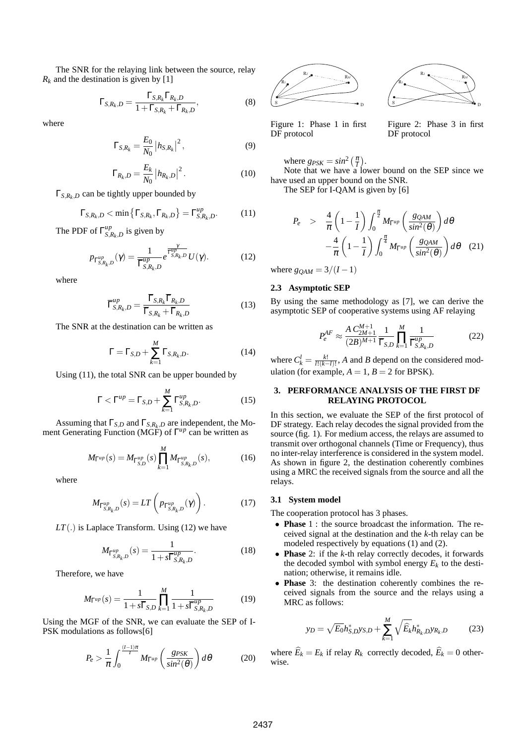The SNR for the relaying link between the source, relay $R_k$ and the destination is given by [1]

$$\Gamma_{S,R_k,D} = \frac{\Gamma_{S,R_k}\Gamma_{R_k,D}}{1+\Gamma_{S,R_k}+\Gamma_{R_k,D}}, \tag{8}$$

where

$$\Gamma_{S,R_k} = \frac{E_0}{N_0}\left|h_{S,R_k}\right|^2, \tag{9}$$

$$\Gamma_{R_k,D} = \frac{E_k}{N_0}\left|h_{R_k,D}\right|^2. \tag{10}$$

$\Gamma_{S,R_k,D}$ can be tightly upper bounded by

$$\Gamma_{S,R_k,D} < \min\left\{\Gamma_{S,R_k},\Gamma_{R_k,D}\right\} = \Gamma^{up}_{S,R_k,D}. \tag{11}$$

The PDF of $\Gamma^{up}_{S,R_k,D}$ is given by

$$p_{\Gamma^{up}_{S,R_k,D}}(\gamma) = \frac{1}{\overline{\Gamma}^{up}_{S,R_k,D}} e^{\frac{\gamma}{\overline{\Gamma}^{up}_{S,R_k,D}}} U(\gamma). \tag{12}$$

where

$$\overline{\Gamma}^{up}_{S,R_k,D} = \frac{\overline{\Gamma}_{S,R_k}\overline{\Gamma}_{R_k,D}}{\overline{\Gamma}_{S,R_k}+\overline{\Gamma}_{R_k,D}} \tag{13}$$

The SNR at the destination can be written as

$$\Gamma = \Gamma_{S,D} + \sum_{k=1}^{M}\Gamma_{S,R_k,D}. \tag{14}$$

Using (11), the total SNR can be upper bounded by

$$\Gamma < \Gamma^{up} = \Gamma_{S,D} + \sum_{k=1}^{M}\Gamma^{up}_{S,R_k,D}. \tag{15}$$

Assuming that $\Gamma_{S,D}$ and $\Gamma_{S,R_k,D}$ are independent, the Moment Generating Function (MGF) of $\Gamma^{up}$ can be written as

$$M_{\Gamma^{up}}(s) = M_{\Gamma^{up}_{S,D}}(s)\prod_{k=1}^{M} M_{\Gamma^{up}_{S,R_k,D}}(s), \tag{16}$$

where

$$M_{\Gamma^{up}_{S,R_k,D}}(s) = LT\left(p_{\Gamma^{up}_{S,R_k,D}}(\gamma)\right). \tag{17}$$

$LT(.)$ is Laplace Transform. Using (12) we have

$$M_{\Gamma^{up}_{S,R_k,D}}(s) = \frac{1}{1+s\overline{\Gamma}^{up}_{S,R_k,D}}. \tag{18}$$

Therefore, we have

$$M_{\Gamma^{up}}(s) = \frac{1}{1+s\overline{\Gamma}_{S,D}}\prod_{k=1}^{M}\frac{1}{1+s\overline{\Gamma}^{up}_{S,R_k,D}} \tag{19}$$

Using the MGF of the SNR, we can evaluate the SEP of I-PSK modulations as follows[6]

$$P_e > \frac{1}{\pi}\int_0^{\frac{(I-1)\pi}{I}} M_{\Gamma^{up}}\left(\frac{g_{PSK}}{sin^2(\theta)}\right)d\theta \tag{20}$$

Figure 1: Phase 1 in first DF protocol

Figure 2: Phase 3 in first DF protocol

where $g_{PSK} = sin^2\left(\frac{\pi}{I}\right)$.

Note that we have a lower bound on the SEP since we have used an upper bound on the SNR.

The SEP for I-QAM is given by [6]

$$\begin{aligned} P_e \quad > \quad & \frac{4}{\pi}\left(1-\frac{1}{I}\right)\int_0^{\frac{\pi}{2}} M_{\Gamma^{up}}\left(\frac{g_{QAM}}{sin^2(\theta)}\right)d\theta \\ & -\frac{4}{\pi}\left(1-\frac{1}{I}\right)\int_0^{\frac{\pi}{4}} M_{\Gamma^{up}}\left(\frac{g_{QAM}}{sin^2(\theta)}\right)d\theta \end{aligned} \tag{21}$$

where $g_{QAM} = 3/(I-1)$

### 2.3 Asymptotic SEP

By using the same methodology as [7], we can derive the asymptotic SEP of cooperative systems using AF relaying

$$P_e^{AF} \approx \frac{A\,C_{2M+1}^{M+1}}{(2B)^{M+1}}\frac{1}{\overline{\Gamma}_{S,D}}\prod_{k=1}^{M}\frac{1}{\overline{\Gamma}^{up}_{S,R_k,D}} \tag{22}$$

where $C_k^l = \frac{k!}{l!(k-l)!}$, $A$ and $B$ depend on the considered modulation (for example, $A=1$, $B=2$ for BPSK).

## 3. PERFORMANCE ANALYSIS OF THE FIRST DF RELAYING PROTOCOL

In this section, we evaluate the SEP of the first protocol of DF strategy. Each relay decodes the signal provided from the source (fig. 1). For medium access, the relays are assumed to transmit over orthogonal channels (Time or Frequency), thus no inter-relay interference is considered in the system model. As shown in figure 2, the destination coherently combines using a MRC the received signals from the source and all the relays.

### 3.1 System model

The cooperation protocol has 3 phases.

- **Phase** 1 : the source broadcast the information. The received signal at the destination and the *k*-th relay can be modeled respectively by equations (1) and (2).
- **Phase** 2: if the *k*-th relay correctly decodes, it forwards the decoded symbol with symbol energy $E_k$ to the destination; otherwise, it remains idle.
- **Phase** 3: the destination coherently combines the received signals from the source and the relays using a MRC as follows:

$$y_D = \sqrt{E_0}h^*_{S,D}y_{S,D} + \sum_{k=1}^{M}\sqrt{\widehat{E}_k}h^*_{R_k,D}y_{R_k,D} \tag{23}$$

where $\widehat{E}_k = E_k$ if relay $R_k$ correctly decoded, $\widehat{E}_k = 0$ otherwise.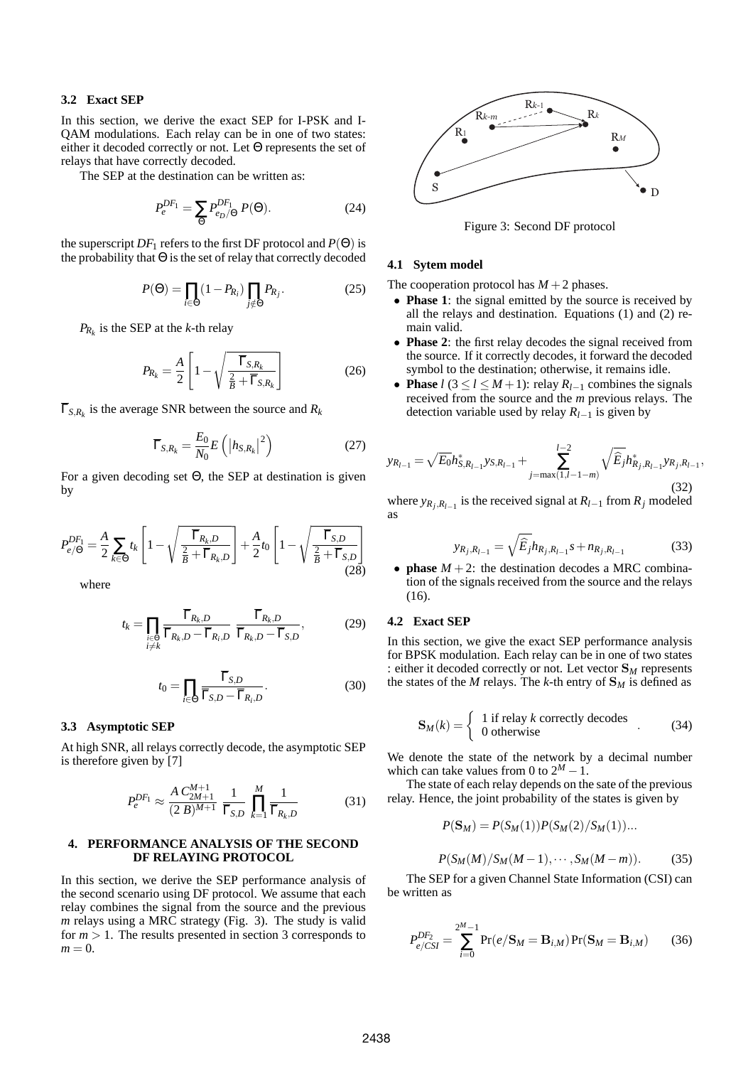### 3.2 Exact SEP

In this section, we derive the exact SEP for I-PSK and I-QAM modulations. Each relay can be in one of two states: either it decoded correctly or not. Let $\Theta$ represents the set of relays that have correctly decoded.

The SEP at the destination can be written as:

$$P_e^{DF_1} = \sum_{\Theta} P_{e_D/\Theta}^{DF_1} P(\Theta). \tag{24}$$

the superscript $DF_1$ refers to the first DF protocol and $P(\Theta)$ is the probability that $\Theta$ is the set of relay that correctly decoded

$$P(\Theta) = \prod_{i \in \Theta} (1 - P_{R_i}) \prod_{j \notin \Theta} P_{R_j}. \tag{25}$$

$P_{R_k}$ is the SEP at the $k$-th relay

$$P_{R_k} = \frac{A}{2}\left[1 - \sqrt{\frac{\overline{\Gamma}_{S,R_k}}{\frac{2}{B} + \overline{\Gamma}_{S,R_k}}}\right] \tag{26}$$

$\overline{\Gamma}_{S,R_k}$ is the average SNR between the source and $R_k$

$$\overline{\Gamma}_{S,R_k} = \frac{E_0}{N_0} E\left(\left|h_{S,R_k}\right|^2\right) \tag{27}$$

For a given decoding set $\Theta$, the SEP at destination is given by

$$P_{e/\Theta}^{DF_1} = \frac{A}{2}\sum_{k \in \Theta} t_k \left[1 - \sqrt{\frac{\overline{\Gamma}_{R_k,D}}{\frac{2}{B} + \overline{\Gamma}_{R_k,D}}}\right] + \frac{A}{2} t_0 \left[1 - \sqrt{\frac{\overline{\Gamma}_{S,D}}{\frac{2}{B} + \overline{\Gamma}_{S,D}}}\right] \tag{28}$$

where

$$t_k = \prod_{\substack{i \in \Theta \\ i \neq k}} \frac{\overline{\Gamma}_{R_k,D}}{\overline{\Gamma}_{R_k,D} - \overline{\Gamma}_{R_i,D}} \frac{\overline{\Gamma}_{R_k,D}}{\overline{\Gamma}_{R_k,D} - \overline{\Gamma}_{S,D}}, \tag{29}$$

$$t_0 = \prod_{i \in \Theta} \frac{\overline{\Gamma}_{S,D}}{\overline{\Gamma}_{S,D} - \overline{\Gamma}_{R_i,D}}. \tag{30}$$

### 3.3 Asymptotic SEP

At high SNR, all relays correctly decode, the asymptotic SEP is therefore given by [7]

$$P_e^{DF_1} \approx \frac{A\, C_{2M+1}^{M+1}}{(2\,B)^{M+1}} \frac{1}{\overline{\Gamma}_{S,D}} \prod_{k=1}^{M} \frac{1}{\overline{\Gamma}_{R_k,D}} \tag{31}$$

## 4. PERFORMANCE ANALYSIS OF THE SECOND DF RELAYING PROTOCOL

In this section, we derive the SEP performance analysis of the second scenario using DF protocol. We assume that each relay combines the signal from the source and the previous $m$ relays using a MRC strategy (Fig. 3). The study is valid for $m > 1$. The results presented in section 3 corresponds to $m = 0$.

R$_{k-1}$
R$_{k-m}$
R$_k$
R$_1$
R$_M$
S
D

Figure 3: Second DF protocol

### 4.1 Sytem model

The cooperation protocol has $M+2$ phases.

- **Phase 1**: the signal emitted by the source is received by all the relays and destination. Equations (1) and (2) remain valid.
- **Phase 2**: the first relay decodes the signal received from the source. If it correctly decodes, it forward the decoded symbol to the destination; otherwise, it remains idle.
- **Phase** $l$ ($3 \leq l \leq M+1$): relay $R_{l-1}$ combines the signals received from the source and the $m$ previous relays. The detection variable used by relay $R_{l-1}$ is given by

$$y_{R_{l-1}} = \sqrt{E_0} h_{S,R_{l-1}}^* y_{S,R_{l-1}} + \sum_{j=\max(1,l-1-m)}^{l-2} \sqrt{\widehat{E}_j} h_{R_j,R_{l-1}}^* y_{R_j,R_{l-1}}, \tag{32}$$

where $y_{R_j,R_{l-1}}$ is the received signal at $R_{l-1}$ from $R_j$ modeled as

$$y_{R_j,R_{l-1}} = \sqrt{\widehat{E}_j} h_{R_j,R_{l-1}} s + n_{R_j,R_{l-1}} \tag{33}$$

- **phase** $M+2$: the destination decodes a MRC combination of the signals received from the source and the relays (16).

### 4.2 Exact SEP

In this section, we give the exact SEP performance analysis for BPSK modulation. Each relay can be in one of two states : either it decoded correctly or not. Let vector $\mathbf{S}_M$ represents the states of the $M$ relays. The $k$-th entry of $\mathbf{S}_M$ is defined as

$$\mathbf{S}_M(k) = \begin{cases} 1 \text{ if relay } k \text{ correctly decodes} \\ 0 \text{ otherwise} \end{cases}. \tag{34}$$

We denote the state of the network by a decimal number which can take values from 0 to $2^M - 1$.

The state of each relay depends on the sate of the previous relay. Hence, the joint probability of the states is given by

$$P(\mathbf{S}_M) = P(S_M(1))P(S_M(2)/S_M(1))...$$

$$P(S_M(M)/S_M(M-1), \cdots, S_M(M-m)). \tag{35}$$

The SEP for a given Channel State Information (CSI) can be written as

$$P_{e/CSI}^{DF_2} = \sum_{i=0}^{2^M-1} \Pr(e/\mathbf{S}_M = \mathbf{B}_{i,M}) \Pr(\mathbf{S}_M = \mathbf{B}_{i,M}) \tag{36}$$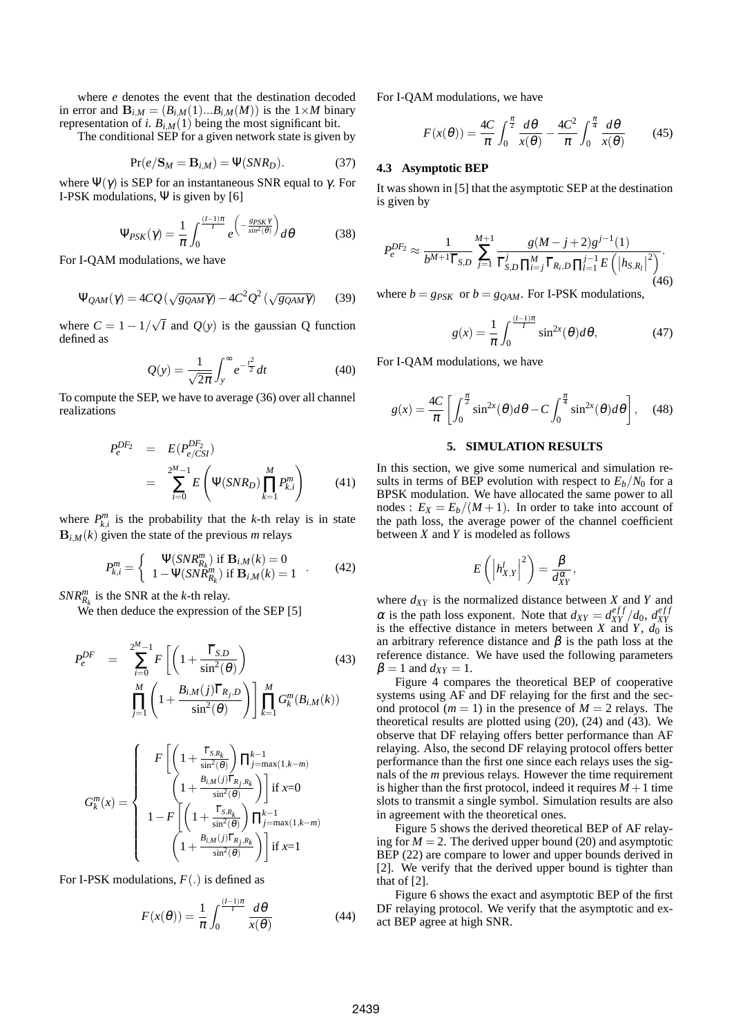where $e$ denotes the event that the destination decoded in error and $\mathbf{B}_{i,M} = (B_{i,M}(1)...B_{i,M}(M))$ is the $1 \times M$ binary representation of $i$. $B_{i,M}(1)$ being the most significant bit.

The conditional SEP for a given network state is given by

$$\Pr(e/\mathbf{S}_M = \mathbf{B}_{i,M}) = \Psi(SNR_D). \quad (37)$$

where $\Psi(\gamma)$ is SEP for an instantaneous SNR equal to $\gamma$. For I-PSK modulations, $\Psi$ is given by [6]

$$\Psi_{PSK}(\gamma) = \frac{1}{\pi}\int_0^{\frac{(I-1)\pi}{I}} e^{\left(-\frac{g_{PSK}\gamma}{\sin^2(\theta)}\right)} d\theta \quad (38)$$

For I-QAM modulations, we have

$$\Psi_{QAM}(\gamma) = 4CQ(\sqrt{g_{QAM}\gamma}) - 4C^2Q^2(\sqrt{g_{QAM}\gamma}) \quad (39)$$

where $C = 1 - 1/\sqrt{I}$ and $Q(y)$ is the gaussian Q function defined as

$$Q(y) = \frac{1}{\sqrt{2\pi}}\int_y^{\infty} e^{-\frac{t^2}{2}} dt \quad (40)$$

To compute the SEP, we have to average (36) over all channel realizations

$$\begin{aligned} P_e^{DF_2} &= E(P_{e/CSI}^{DF_2}) \\ &= \sum_{i=0}^{2^M-1} E\left(\Psi(SNR_D)\prod_{k=1}^{M} P_{k,i}^m\right) \end{aligned} \quad (41)$$

where $P_{k,i}^m$ is the probability that the $k$-th relay is in state $\mathbf{B}_{i,M}(k)$ given the state of the previous $m$ relays

$$P_{k,i}^m = \begin{cases} \Psi(SNR_{R_k}^m) \text{ if } \mathbf{B}_{i,M}(k) = 0 \\ 1 - \Psi(SNR_{R_k}^m) \text{ if } \mathbf{B}_{i,M}(k) = 1 \end{cases}. \quad (42)$$

$SNR_{R_k}^m$ is the SNR at the $k$-th relay.

We then deduce the expression of the SEP [5]

$$\begin{aligned} P_e^{DF} = & \sum_{i=0}^{2^M-1} F\left[\left(1 + \frac{\overline{\Gamma}_{S,D}}{\sin^2(\theta)}\right)\right. \\ & \left.\prod_{j=1}^{M}\left(1 + \frac{B_{i,M}(j)\overline{\Gamma}_{R_j,D}}{\sin^2(\theta)}\right)\right]\prod_{k=1}^{M} G_k^m(B_{i,M}(k)) \end{aligned} \quad (43)$$

$$G_k^m(x) = \begin{cases} F\left[\left(1 + \frac{\overline{\Gamma}_{S,R_k}}{\sin^2(\theta)}\right)\prod_{j=\max(1,k-m)}^{k-1} \left(1 + \frac{B_{i,M}(j)\overline{\Gamma}_{R_j,R_k}}{\sin^2(\theta)}\right)\right] \text{ if } x=0 \\ 1 - F\left[\left(1 + \frac{\overline{\Gamma}_{S,R_k}}{\sin^2(\theta)}\right)\prod_{j=\max(1,k-m)}^{k-1} \left(1 + \frac{B_{i,M}(j)\overline{\Gamma}_{R_j,R_k}}{\sin^2(\theta)}\right)\right] \text{ if } x=1 \end{cases}$$

For I-PSK modulations, $F(.)$ is defined as

$$F(x(\theta)) = \frac{1}{\pi}\int_0^{\frac{(I-1)\pi}{I}} \frac{d\theta}{x(\theta)} \quad (44)$$

For I-QAM modulations, we have

$$F(x(\theta)) = \frac{4C}{\pi}\int_0^{\frac{\pi}{2}} \frac{d\theta}{x(\theta)} - \frac{4C^2}{\pi}\int_0^{\frac{\pi}{4}} \frac{d\theta}{x(\theta)} \quad (45)$$

### 4.3 Asymptotic BEP

It was shown in [5] that the asymptotic SEP at the destination is given by

$$P_e^{DF_2} \approx \frac{1}{b^{M+1}\overline{\Gamma}_{S,D}} \sum_{j=1}^{M+1} \frac{g(M-j+2)g^{j-1}(1)}{\overline{\Gamma}_{S,D}^j \prod_{i=j}^{M} \overline{\Gamma}_{R_i,D} \prod_{l=1}^{j-1} E\left(\left|h_{S,R_l}\right|^2\right)}. \quad (46)$$

where $b = g_{PSK}$ or $b = g_{QAM}$. For I-PSK modulations,

$$g(x) = \frac{1}{\pi}\int_0^{\frac{(I-1)\pi}{I}} \sin^{2x}(\theta) d\theta, \quad (47)$$

For I-QAM modulations, we have

$$g(x) = \frac{4C}{\pi}\left[\int_0^{\frac{\pi}{2}} \sin^{2x}(\theta) d\theta - C\int_0^{\frac{\pi}{4}} \sin^{2x}(\theta) d\theta\right], \quad (48)$$

## 5. SIMULATION RESULTS

In this section, we give some numerical and simulation results in terms of BEP evolution with respect to $E_b/N_0$ for a BPSK modulation. We have allocated the same power to all nodes : $E_X = E_b/(M+1)$. In order to take into account of the path loss, the average power of the channel coefficient between $X$ and $Y$ is modeled as follows

$$E\left(\left|h_{X,Y}^l\right|^2\right) = \frac{\beta}{d_{XY}^{\alpha}},$$

where $d_{XY}$ is the normalized distance between $X$ and $Y$ and $\alpha$ is the path loss exponent. Note that $d_{XY} = d_{XY}^{eff}/d_0$, $d_{XY}^{eff}$ is the effective distance in meters between $X$ and $Y$, $d_0$ is an arbitrary reference distance and $\beta$ is the path loss at the reference distance. We have used the following parameters $\beta = 1$ and $d_{XY} = 1$.

Figure 4 compares the theoretical BEP of cooperative systems using AF and DF relaying for the first and the second protocol ($m = 1$) in the presence of $M = 2$ relays. The theoretical results are plotted using (20), (24) and (43). We observe that DF relaying offers better performance than AF relaying. Also, the second DF relaying protocol offers better performance than the first one since each relays uses the signals of the $m$ previous relays. However the time requirement is higher than the first protocol, indeed it requires $M+1$ time slots to transmit a single symbol. Simulation results are also in agreement with the theoretical ones.

Figure 5 shows the derived theoretical BEP of AF relaying for $M = 2$. The derived upper bound (20) and asymptotic BEP (22) are compare to lower and upper bounds derived in [2]. We verify that the derived upper bound is tighter than that of [2].

Figure 6 shows the exact and asymptotic BEP of the first DF relaying protocol. We verify that the asymptotic and exact BEP agree at high SNR.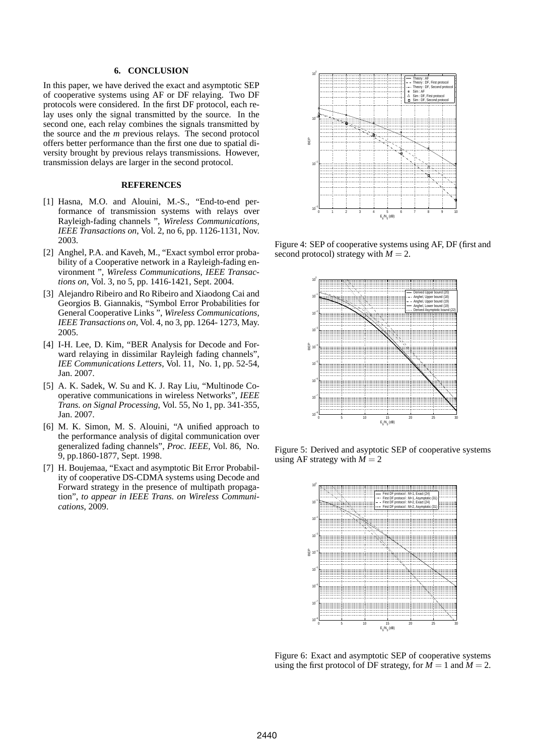## 6. CONCLUSION

In this paper, we have derived the exact and asymptotic SEP of cooperative systems using AF or DF relaying. Two DF protocols were considered. In the first DF protocol, each relay uses only the signal transmitted by the source. In the second one, each relay combines the signals transmitted by the source and the *m* previous relays. The second protocol offers better performance than the first one due to spatial diversity brought by previous relays transmissions. However, transmission delays are larger in the second protocol.

## REFERENCES

[1] Hasna, M.O. and Alouini, M.-S., "End-to-end performance of transmission systems with relays over Rayleigh-fading channels ", *Wireless Communications, IEEE Transactions on*, Vol. 2, no 6, pp. 1126-1131, Nov. 2003.

[2] Anghel, P.A. and Kaveh, M., "Exact symbol error probability of a Cooperative network in a Rayleigh-fading environment ", *Wireless Communications, IEEE Transactions on*, Vol. 3, no 5, pp. 1416-1421, Sept. 2004.

[3] Alejandro Ribeiro and Ro Ribeiro and Xiaodong Cai and Georgios B. Giannakis, "Symbol Error Probabilities for General Cooperative Links ", *Wireless Communications, IEEE Transactions on*, Vol. 4, no 3, pp. 1264- 1273, May. 2005.

[4] I-H. Lee, D. Kim, "BER Analysis for Decode and Forward relaying in dissimilar Rayleigh fading channels", *IEE Communications Letters*, Vol. 11, No. 1, pp. 52-54, Jan. 2007.

[5] A. K. Sadek, W. Su and K. J. Ray Liu, "Multinode Cooperative communications in wireless Networks", *IEEE Trans. on Signal Processing*, Vol. 55, No 1, pp. 341-355, Jan. 2007.

[6] M. K. Simon, M. S. Alouini, "A unified approach to the performance analysis of digital communication over generalized fading channels", *Proc. IEEE*, Vol. 86, No. 9, pp.1860-1877, Sept. 1998.

[7] H. Boujemaa, "Exact and asymptotic Bit Error Probability of cooperative DS-CDMA systems using Decode and Forward strategy in the presence of multipath propagation", *to appear in IEEE Trans. on Wireless Communications*, 2009.

Theory : AF
Theory : DF, First protocol
Theory : DF, Second protocol
Sim : AF
Sim : DF, First protocol
Sim : DF, Second protocol
BEP
$E_b/N_0$ (dB)

Figure 4: SEP of cooperative systems using AF, DF (first and second protocol) strategy with $M = 2$.

Derived Upper bound (20)
Anghel, Upper bound (18)
Anghel, Upper bound (19)
Anghel, Lower bound (19)
Derived Asymptotic bound (22)
BEP
$E_b/N_0$ (dB)

Figure 5: Derived and asyptotic SEP of cooperative systems using AF strategy with $M = 2$

First DF protocol : M=1, Exact (24)
First DF protocol : M=1, Asymptotic (31)
First DF protocol : M=2, Exact (24)
First DF protocol : M=2, Asymptotic (31)
BEP
$E_b/N_0$ (dB)

Figure 6: Exact and asymptotic SEP of cooperative systems using the first protocol of DF strategy, for $M = 1$ and $M = 2$.